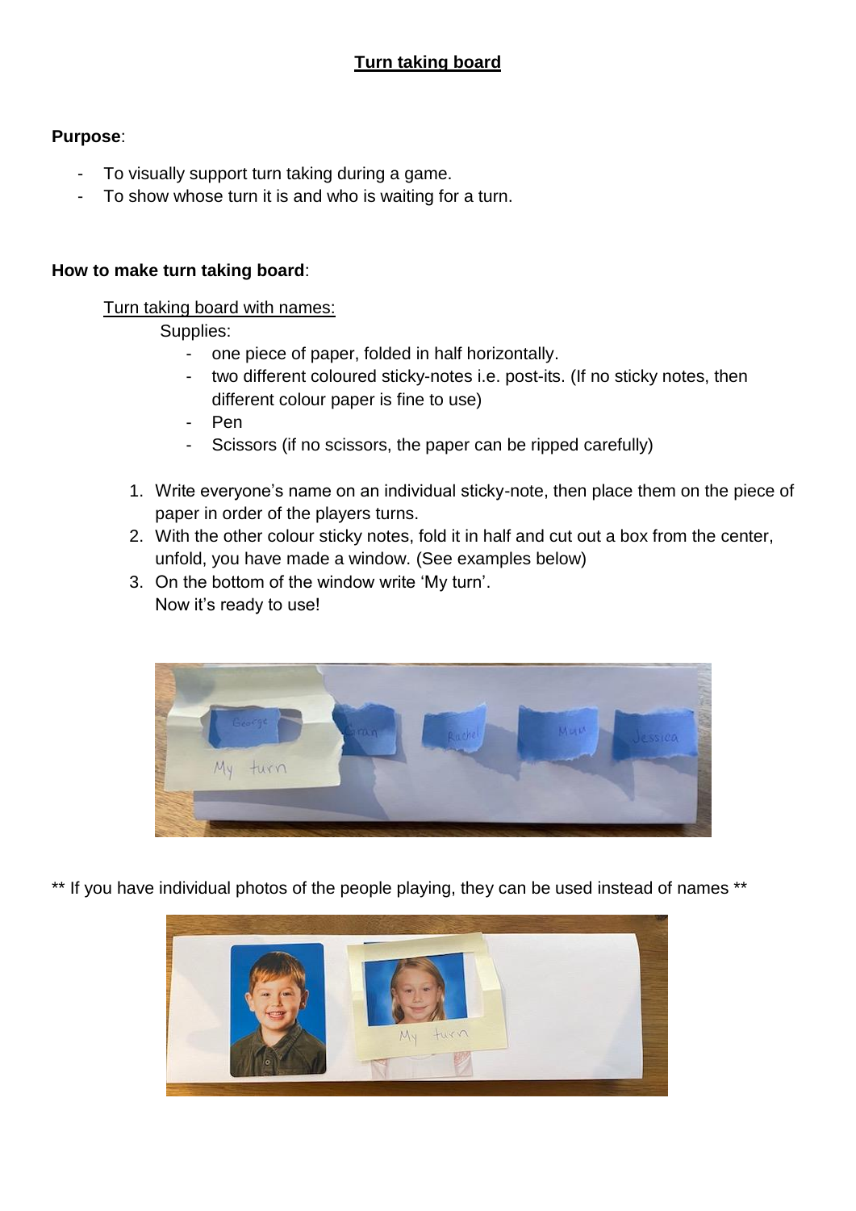# Turn taking board

**Purpose**:

- To visually support turn taking during a game.
- To show whose turn it is and who is waiting for a turn.

**How to make turn taking board**:

Turn taking board with names:

Supplies:

- one piece of paper, folded in half horizontally.
- two different coloured sticky-notes i.e. post-its. (If no sticky notes, then different colour paper is fine to use)
- Pen
- Scissors (if no scissors, the paper can be ripped carefully)

1. Write everyone's name on an individual sticky-note, then place them on the piece of paper in order of the players turns.
2. With the other colour sticky notes, fold it in half and cut out a box from the center, unfold, you have made a window. (See examples below)
3. On the bottom of the window write 'My turn'.
   Now it's ready to use!

** If you have individual photos of the people playing, they can be used instead of names **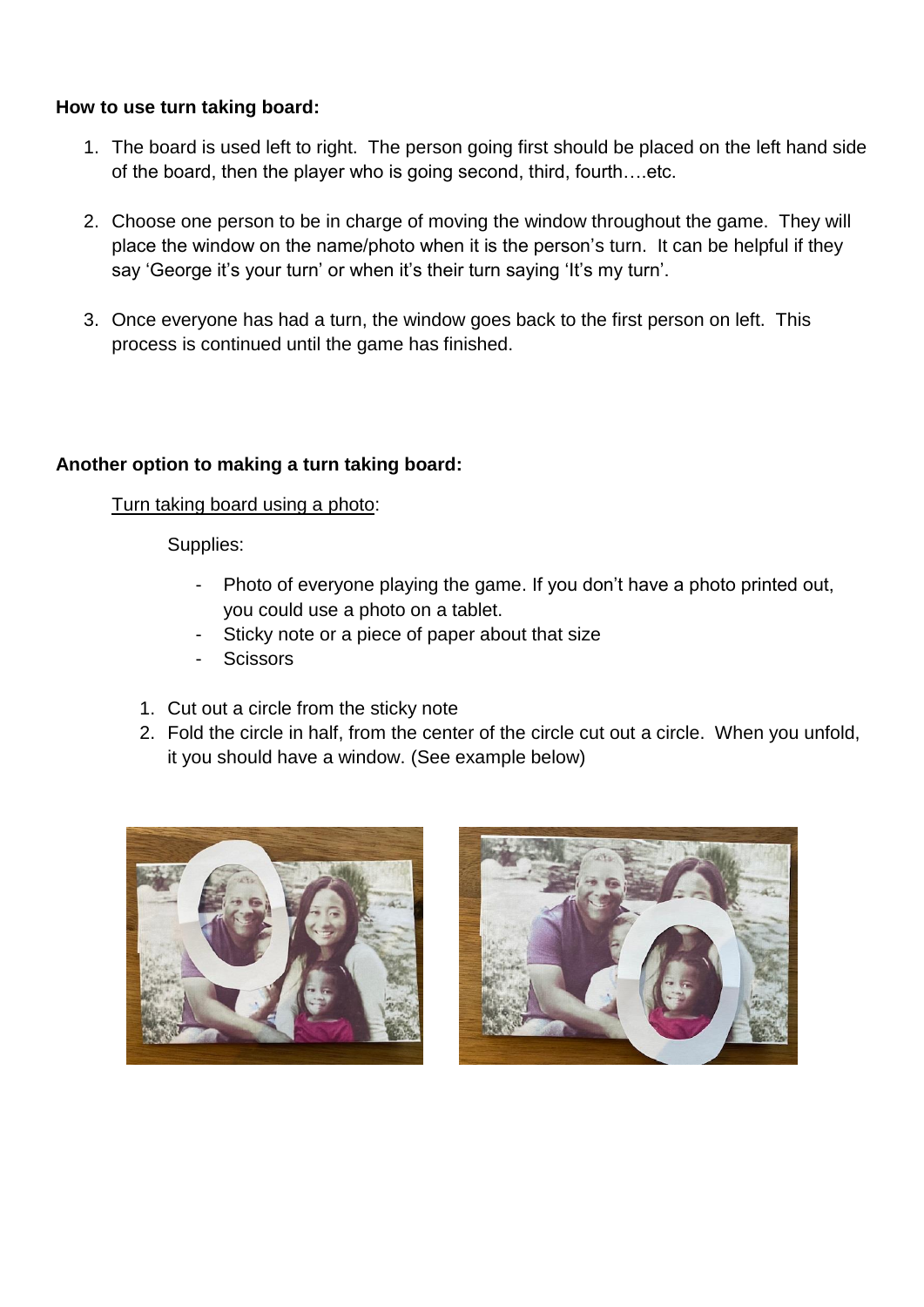**How to use turn taking board:**

1. The board is used left to right. The person going first should be placed on the left hand side of the board, then the player who is going second, third, fourth….etc.

2. Choose one person to be in charge of moving the window throughout the game. They will place the window on the name/photo when it is the person's turn. It can be helpful if they say 'George it's your turn' or when it's their turn saying 'It's my turn'.

3. Once everyone has had a turn, the window goes back to the first person on left. This process is continued until the game has finished.

**Another option to making a turn taking board:**

<u>Turn taking board using a photo</u>:

Supplies:

- Photo of everyone playing the game. If you don't have a photo printed out, you could use a photo on a tablet.
- Sticky note or a piece of paper about that size
- Scissors

1. Cut out a circle from the sticky note
2. Fold the circle in half, from the center of the circle cut out a circle. When you unfold, it you should have a window. (See example below)